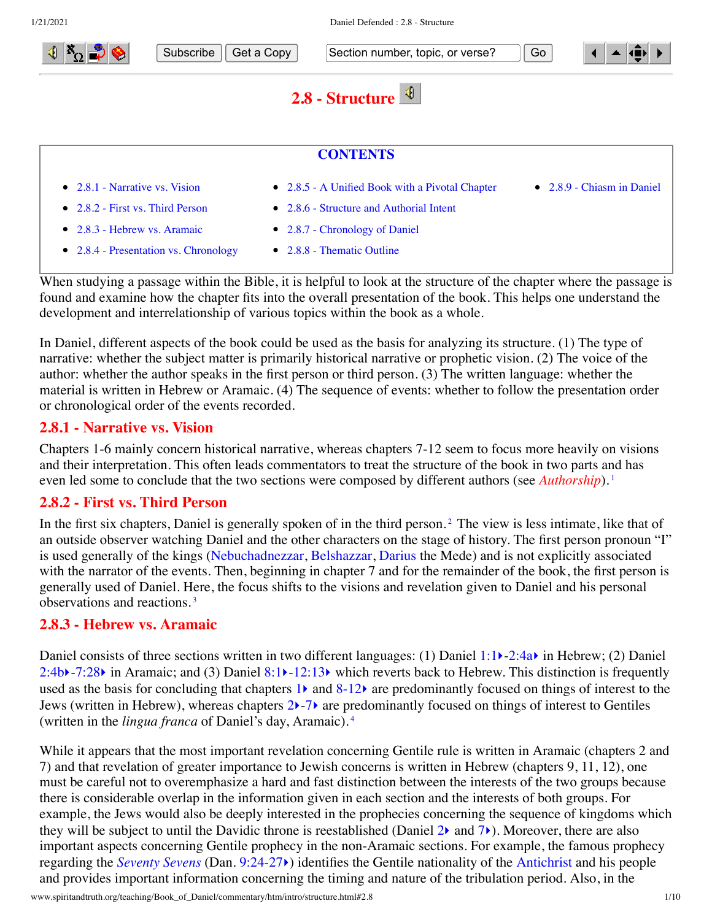# 2.8 - Structure

**CONTENTS**

- 2.8.1 - Narrative vs. Vision
- 2.8.2 - First vs. Third Person
- 2.8.3 - Hebrew vs. Aramaic
- 2.8.4 - Presentation vs. Chronology
- 2.8.5 - A Unified Book with a Pivotal Chapter
- 2.8.6 - Structure and Authorial Intent
- 2.8.7 - Chronology of Daniel
- 2.8.8 - Thematic Outline
- 2.8.9 - Chiasm in Daniel

When studying a passage within the Bible, it is helpful to look at the structure of the chapter where the passage is found and examine how the chapter fits into the overall presentation of the book. This helps one understand the development and interrelationship of various topics within the book as a whole.

In Daniel, different aspects of the book could be used as the basis for analyzing its structure. (1) The type of narrative: whether the subject matter is primarily historical narrative or prophetic vision. (2) The voice of the author: whether the author speaks in the first person or third person. (3) The written language: whether the material is written in Hebrew or Aramaic. (4) The sequence of events: whether to follow the presentation order or chronological order of the events recorded.

## 2.8.1 - Narrative vs. Vision

Chapters 1-6 mainly concern historical narrative, whereas chapters 7-12 seem to focus more heavily on visions and their interpretation. This often leads commentators to treat the structure of the book in two parts and has even led some to conclude that the two sections were composed by different authors (see *Authorship*).[1]

## 2.8.2 - First vs. Third Person

In the first six chapters, Daniel is generally spoken of in the third person.[2] The view is less intimate, like that of an outside observer watching Daniel and the other characters on the stage of history. The first person pronoun "I" is used generally of the kings (Nebuchadnezzar, Belshazzar, Darius the Mede) and is not explicitly associated with the narrator of the events. Then, beginning in chapter 7 and for the remainder of the book, the first person is generally used of Daniel. Here, the focus shifts to the visions and revelation given to Daniel and his personal observations and reactions.[3]

## 2.8.3 - Hebrew vs. Aramaic

Daniel consists of three sections written in two different languages: (1) Daniel 1:1-2:4a in Hebrew; (2) Daniel 2:4b-7:28 in Aramaic; and (3) Daniel 8:1-12:13 which reverts back to Hebrew. This distinction is frequently used as the basis for concluding that chapters 1 and 8-12 are predominantly focused on things of interest to the Jews (written in Hebrew), whereas chapters 2-7 are predominantly focused on things of interest to Gentiles (written in the *lingua franca* of Daniel's day, Aramaic).[4]

While it appears that the most important revelation concerning Gentile rule is written in Aramaic (chapters 2 and 7) and that revelation of greater importance to Jewish concerns is written in Hebrew (chapters 9, 11, 12), one must be careful not to overemphasize a hard and fast distinction between the interests of the two groups because there is considerable overlap in the information given in each section and the interests of both groups. For example, the Jews would also be deeply interested in the prophecies concerning the sequence of kingdoms which they will be subject to until the Davidic throne is reestablished (Daniel 2 and 7). Moreover, there are also important aspects concerning Gentile prophecy in the non-Aramaic sections. For example, the famous prophecy regarding the *Seventy Sevens* (Dan. 9:24-27) identifies the Gentile nationality of the Antichrist and his people and provides important information concerning the timing and nature of the tribulation period. Also, in the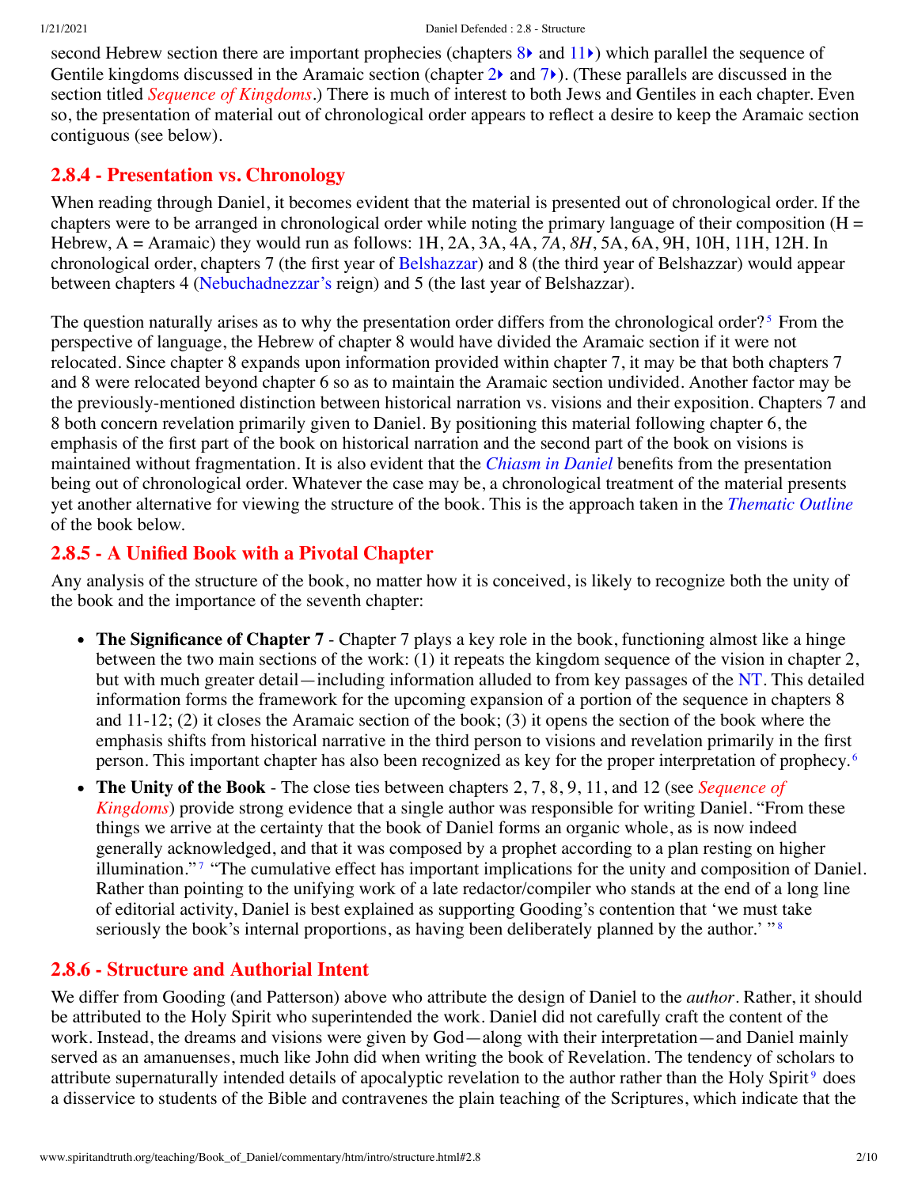second Hebrew section there are important prophecies (chapters 8 and 11) which parallel the sequence of Gentile kingdoms discussed in the Aramaic section (chapter 2 and 7). (These parallels are discussed in the section titled *Sequence of Kingdoms*.) There is much of interest to both Jews and Gentiles in each chapter. Even so, the presentation of material out of chronological order appears to reflect a desire to keep the Aramaic section contiguous (see below).

## 2.8.4 - Presentation vs. Chronology

When reading through Daniel, it becomes evident that the material is presented out of chronological order. If the chapters were to be arranged in chronological order while noting the primary language of their composition (H = Hebrew, A = Aramaic) they would run as follows: 1H, 2A, 3A, 4A, *7A*, *8H*, 5A, 6A, 9H, 10H, 11H, 12H. In chronological order, chapters 7 (the first year of Belshazzar) and 8 (the third year of Belshazzar) would appear between chapters 4 (Nebuchadnezzar's reign) and 5 (the last year of Belshazzar).

The question naturally arises as to why the presentation order differs from the chronological order?[5] From the perspective of language, the Hebrew of chapter 8 would have divided the Aramaic section if it were not relocated. Since chapter 8 expands upon information provided within chapter 7, it may be that both chapters 7 and 8 were relocated beyond chapter 6 so as to maintain the Aramaic section undivided. Another factor may be the previously-mentioned distinction between historical narration vs. visions and their exposition. Chapters 7 and 8 both concern revelation primarily given to Daniel. By positioning this material following chapter 6, the emphasis of the first part of the book on historical narration and the second part of the book on visions is maintained without fragmentation. It is also evident that the *Chiasm in Daniel* benefits from the presentation being out of chronological order. Whatever the case may be, a chronological treatment of the material presents yet another alternative for viewing the structure of the book. This is the approach taken in the *Thematic Outline* of the book below.

## 2.8.5 - A Unified Book with a Pivotal Chapter

Any analysis of the structure of the book, no matter how it is conceived, is likely to recognize both the unity of the book and the importance of the seventh chapter:

- **The Significance of Chapter 7** - Chapter 7 plays a key role in the book, functioning almost like a hinge between the two main sections of the work: (1) it repeats the kingdom sequence of the vision in chapter 2, but with much greater detail—including information alluded to from key passages of the NT. This detailed information forms the framework for the upcoming expansion of a portion of the sequence in chapters 8 and 11-12; (2) it closes the Aramaic section of the book; (3) it opens the section of the book where the emphasis shifts from historical narrative in the third person to visions and revelation primarily in the first person. This important chapter has also been recognized as key for the proper interpretation of prophecy.[6]
- **The Unity of the Book** - The close ties between chapters 2, 7, 8, 9, 11, and 12 (see *Sequence of Kingdoms*) provide strong evidence that a single author was responsible for writing Daniel. "From these things we arrive at the certainty that the book of Daniel forms an organic whole, as is now indeed generally acknowledged, and that it was composed by a prophet according to a plan resting on higher illumination."[7] "The cumulative effect has important implications for the unity and composition of Daniel. Rather than pointing to the unifying work of a late redactor/compiler who stands at the end of a long line of editorial activity, Daniel is best explained as supporting Gooding's contention that 'we must take seriously the book's internal proportions, as having been deliberately planned by the author.' "[8]

## 2.8.6 - Structure and Authorial Intent

We differ from Gooding (and Patterson) above who attribute the design of Daniel to the *author*. Rather, it should be attributed to the Holy Spirit who superintended the work. Daniel did not carefully craft the content of the work. Instead, the dreams and visions were given by God—along with their interpretation—and Daniel mainly served as an amanuenses, much like John did when writing the book of Revelation. The tendency of scholars to attribute supernaturally intended details of apocalyptic revelation to the author rather than the Holy Spirit[9] does a disservice to students of the Bible and contravenes the plain teaching of the Scriptures, which indicate that the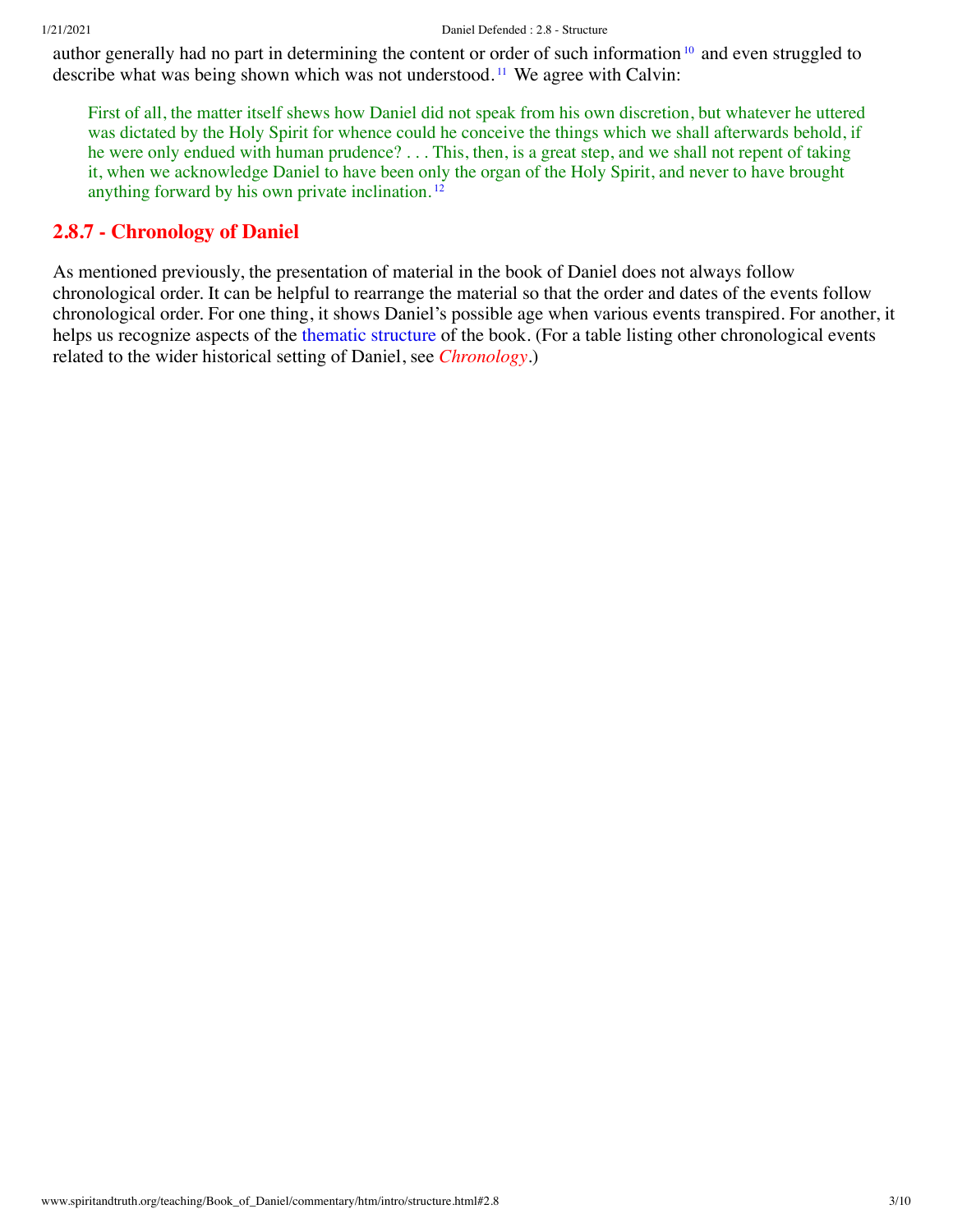author generally had no part in determining the content or order of such information[10] and even struggled to describe what was being shown which was not understood.[11] We agree with Calvin:

> First of all, the matter itself shews how Daniel did not speak from his own discretion, but whatever he uttered was dictated by the Holy Spirit for whence could he conceive the things which we shall afterwards behold, if he were only endued with human prudence? . . . This, then, is a great step, and we shall not repent of taking it, when we acknowledge Daniel to have been only the organ of the Holy Spirit, and never to have brought anything forward by his own private inclination.[12]

## 2.8.7 - Chronology of Daniel

As mentioned previously, the presentation of material in the book of Daniel does not always follow chronological order. It can be helpful to rearrange the material so that the order and dates of the events follow chronological order. For one thing, it shows Daniel's possible age when various events transpired. For another, it helps us recognize aspects of the thematic structure of the book. (For a table listing other chronological events related to the wider historical setting of Daniel, see *Chronology*.)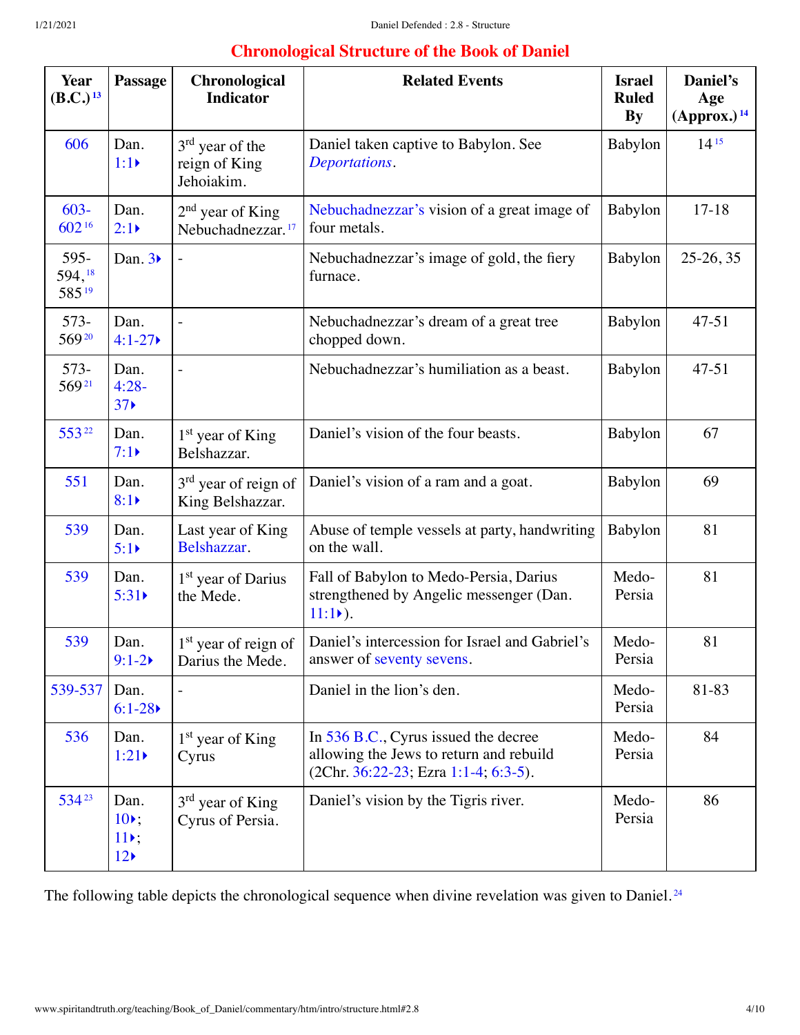## Chronological Structure of the Book of Daniel

| Year (B.C.)[13] | Passage | Chronological Indicator | Related Events | Israel Ruled By | Daniel's Age (Approx.)[14] |
|---|---|---|---|---|---|
| 606 | Dan. 1:1 | 3rd year of the reign of King Jehoiakim. | Daniel taken captive to Babylon. See *Deportations*. | Babylon | 14[15] |
| 603-602[16] | Dan. 2:1 | 2nd year of King Nebuchadnezzar.[17] | Nebuchadnezzar's vision of a great image of four metals. | Babylon | 17-18 |
| 595-594,[18] 585[19] | Dan. 3 | - | Nebuchadnezzar's image of gold, the fiery furnace. | Babylon | 25-26, 35 |
| 573-569[20] | Dan. 4:1-27 | - | Nebuchadnezzar's dream of a great tree chopped down. | Babylon | 47-51 |
| 573-569[21] | Dan. 4:28-37 | - | Nebuchadnezzar's humiliation as a beast. | Babylon | 47-51 |
| 553[22] | Dan. 7:1 | 1st year of King Belshazzar. | Daniel's vision of the four beasts. | Babylon | 67 |
| 551 | Dan. 8:1 | 3rd year of reign of King Belshazzar. | Daniel's vision of a ram and a goat. | Babylon | 69 |
| 539 | Dan. 5:1 | Last year of King Belshazzar. | Abuse of temple vessels at party, handwriting on the wall. | Babylon | 81 |
| 539 | Dan. 5:31 | 1st year of Darius the Mede. | Fall of Babylon to Medo-Persia, Darius strengthened by Angelic messenger (Dan. 11:1). | Medo-Persia | 81 |
| 539 | Dan. 9:1-2 | 1st year of reign of Darius the Mede. | Daniel's intercession for Israel and Gabriel's answer of seventy sevens. | Medo-Persia | 81 |
| 539-537 | Dan. 6:1-28 | - | Daniel in the lion's den. | Medo-Persia | 81-83 |
| 536 | Dan. 1:21 | 1st year of King Cyrus | In 536 B.C., Cyrus issued the decree allowing the Jews to return and rebuild (2Chr. 36:22-23; Ezra 1:1-4; 6:3-5). | Medo-Persia | 84 |
| 534[23] | Dan. 10; 11; 12 | 3rd year of King Cyrus of Persia. | Daniel's vision by the Tigris river. | Medo-Persia | 86 |

The following table depicts the chronological sequence when divine revelation was given to Daniel.[24]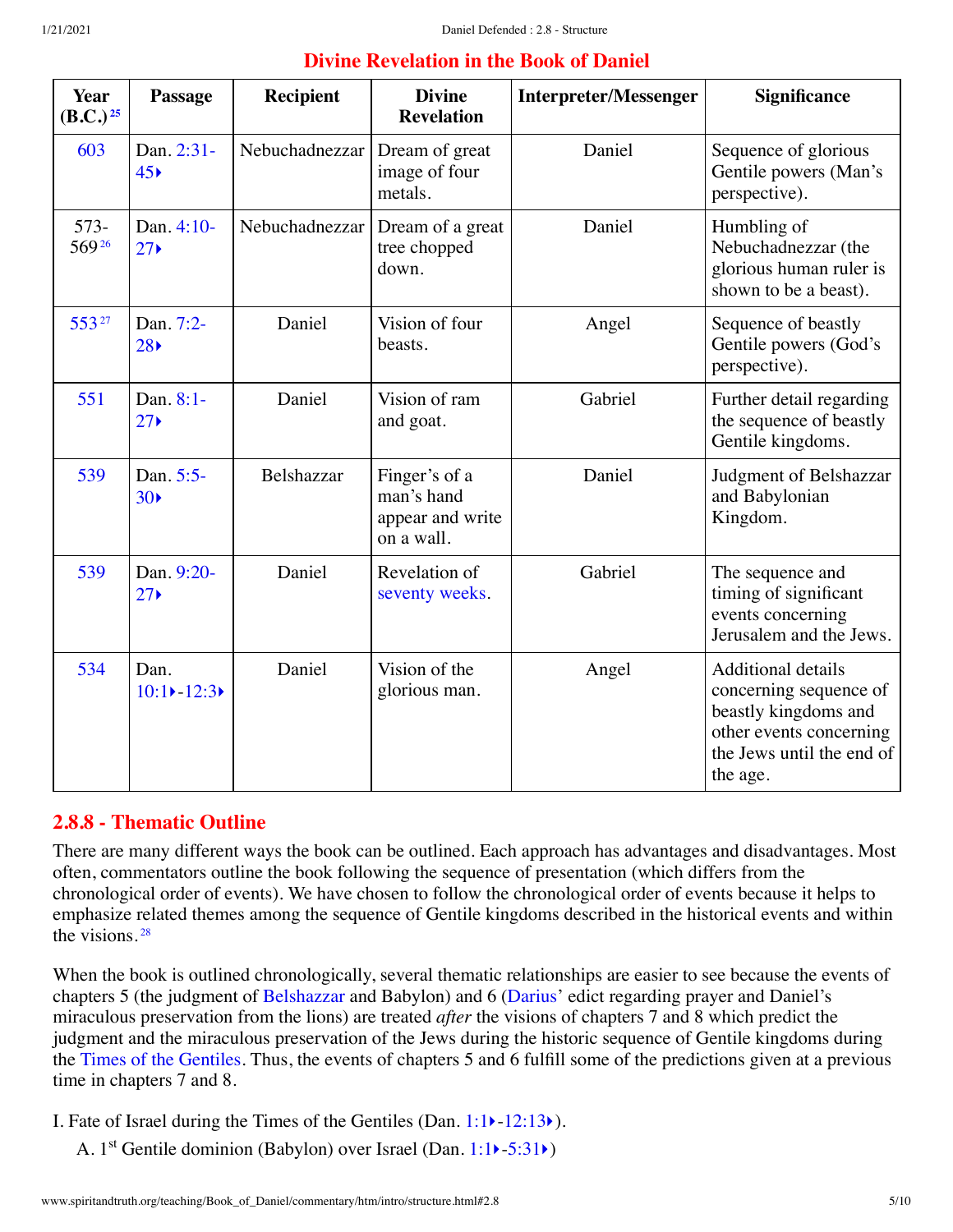## Divine Revelation in the Book of Daniel

| Year (B.C.)[25] | Passage | Recipient | Divine Revelation | Interpreter/Messenger | Significance |
|---|---|---|---|---|---|
| 603 | Dan. 2:31-45 | Nebuchadnezzar | Dream of great image of four metals. | Daniel | Sequence of glorious Gentile powers (Man's perspective). |
| 573-569[26] | Dan. 4:10-27 | Nebuchadnezzar | Dream of a great tree chopped down. | Daniel | Humbling of Nebuchadnezzar (the glorious human ruler is shown to be a beast). |
| 553[27] | Dan. 7:2-28 | Daniel | Vision of four beasts. | Angel | Sequence of beastly Gentile powers (God's perspective). |
| 551 | Dan. 8:1-27 | Daniel | Vision of ram and goat. | Gabriel | Further detail regarding the sequence of beastly Gentile kingdoms. |
| 539 | Dan. 5:5-30 | Belshazzar | Finger's of a man's hand appear and write on a wall. | Daniel | Judgment of Belshazzar and Babylonian Kingdom. |
| 539 | Dan. 9:20-27 | Daniel | Revelation of seventy weeks. | Gabriel | The sequence and timing of significant events concerning Jerusalem and the Jews. |
| 534 | Dan. 10:1-12:3 | Daniel | Vision of the glorious man. | Angel | Additional details concerning sequence of beastly kingdoms and other events concerning the Jews until the end of the age. |

### 2.8.8 - Thematic Outline

There are many different ways the book can be outlined. Each approach has advantages and disadvantages. Most often, commentators outline the book following the sequence of presentation (which differs from the chronological order of events). We have chosen to follow the chronological order of events because it helps to emphasize related themes among the sequence of Gentile kingdoms described in the historical events and within the visions.[28]

When the book is outlined chronologically, several thematic relationships are easier to see because the events of chapters 5 (the judgment of Belshazzar and Babylon) and 6 (Darius' edict regarding prayer and Daniel's miraculous preservation from the lions) are treated *after* the visions of chapters 7 and 8 which predict the judgment and the miraculous preservation of the Jews during the historic sequence of Gentile kingdoms during the Times of the Gentiles. Thus, the events of chapters 5 and 6 fulfill some of the predictions given at a previous time in chapters 7 and 8.

I. Fate of Israel during the Times of the Gentiles (Dan. 1:1-12:13).

  A. 1st Gentile dominion (Babylon) over Israel (Dan. 1:1-5:31)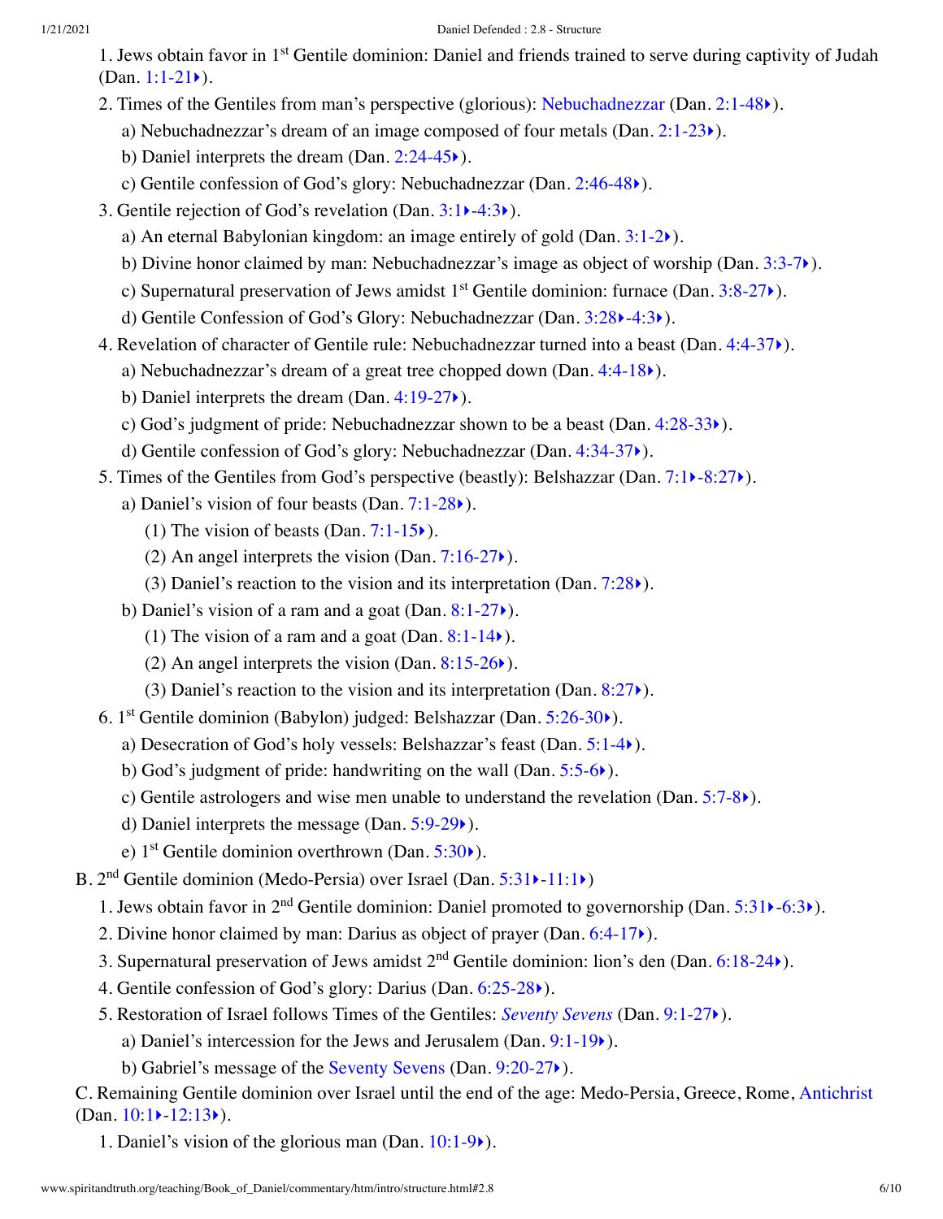1. Jews obtain favor in 1st Gentile dominion: Daniel and friends trained to serve during captivity of Judah (Dan. 1:1-21).
2. Times of the Gentiles from man's perspective (glorious): Nebuchadnezzar (Dan. 2:1-48).
   a) Nebuchadnezzar's dream of an image composed of four metals (Dan. 2:1-23).
   b) Daniel interprets the dream (Dan. 2:24-45).
   c) Gentile confession of God's glory: Nebuchadnezzar (Dan. 2:46-48).
3. Gentile rejection of God's revelation (Dan. 3:1-4:3).
   a) An eternal Babylonian kingdom: an image entirely of gold (Dan. 3:1-2).
   b) Divine honor claimed by man: Nebuchadnezzar's image as object of worship (Dan. 3:3-7).
   c) Supernatural preservation of Jews amidst 1st Gentile dominion: furnace (Dan. 3:8-27).
   d) Gentile Confession of God's Glory: Nebuchadnezzar (Dan. 3:28-4:3).
4. Revelation of character of Gentile rule: Nebuchadnezzar turned into a beast (Dan. 4:4-37).
   a) Nebuchadnezzar's dream of a great tree chopped down (Dan. 4:4-18).
   b) Daniel interprets the dream (Dan. 4:19-27).
   c) God's judgment of pride: Nebuchadnezzar shown to be a beast (Dan. 4:28-33).
   d) Gentile confession of God's glory: Nebuchadnezzar (Dan. 4:34-37).
5. Times of the Gentiles from God's perspective (beastly): Belshazzar (Dan. 7:1-8:27).
   a) Daniel's vision of four beasts (Dan. 7:1-28).
      (1) The vision of beasts (Dan. 7:1-15).
      (2) An angel interprets the vision (Dan. 7:16-27).
      (3) Daniel's reaction to the vision and its interpretation (Dan. 7:28).
   b) Daniel's vision of a ram and a goat (Dan. 8:1-27).
      (1) The vision of a ram and a goat (Dan. 8:1-14).
      (2) An angel interprets the vision (Dan. 8:15-26).
      (3) Daniel's reaction to the vision and its interpretation (Dan. 8:27).
6. 1st Gentile dominion (Babylon) judged: Belshazzar (Dan. 5:26-30).
   a) Desecration of God's holy vessels: Belshazzar's feast (Dan. 5:1-4).
   b) God's judgment of pride: handwriting on the wall (Dan. 5:5-6).
   c) Gentile astrologers and wise men unable to understand the revelation (Dan. 5:7-8).
   d) Daniel interprets the message (Dan. 5:9-29).
   e) 1st Gentile dominion overthrown (Dan. 5:30).

B. 2nd Gentile dominion (Medo-Persia) over Israel (Dan. 5:31-11:1)

1. Jews obtain favor in 2nd Gentile dominion: Daniel promoted to governorship (Dan. 5:31-6:3).
2. Divine honor claimed by man: Darius as object of prayer (Dan. 6:4-17).
3. Supernatural preservation of Jews amidst 2nd Gentile dominion: lion's den (Dan. 6:18-24).
4. Gentile confession of God's glory: Darius (Dan. 6:25-28).
5. Restoration of Israel follows Times of the Gentiles: *Seventy Sevens* (Dan. 9:1-27).
   a) Daniel's intercession for the Jews and Jerusalem (Dan. 9:1-19).
   b) Gabriel's message of the Seventy Sevens (Dan. 9:20-27).

C. Remaining Gentile dominion over Israel until the end of the age: Medo-Persia, Greece, Rome, Antichrist (Dan. 10:1-12:13).

1. Daniel's vision of the glorious man (Dan. 10:1-9).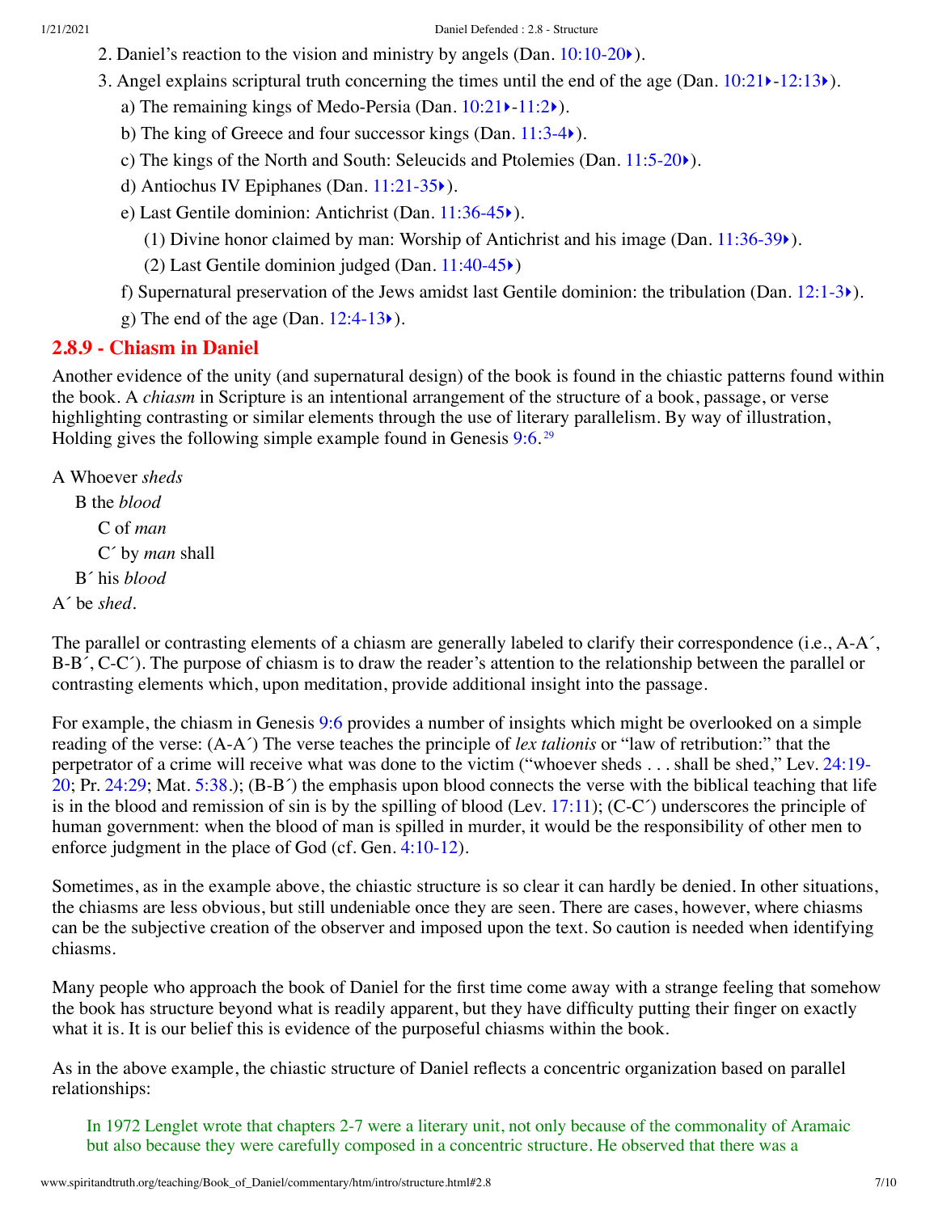2. Daniel's reaction to the vision and ministry by angels (Dan. 10:10-20).
3. Angel explains scriptural truth concerning the times until the end of the age (Dan. 10:21-12:13).
   a) The remaining kings of Medo-Persia (Dan. 10:21-11:2).
   b) The king of Greece and four successor kings (Dan. 11:3-4).
   c) The kings of the North and South: Seleucids and Ptolemies (Dan. 11:5-20).
   d) Antiochus IV Epiphanes (Dan. 11:21-35).
   e) Last Gentile dominion: Antichrist (Dan. 11:36-45).
      (1) Divine honor claimed by man: Worship of Antichrist and his image (Dan. 11:36-39).
      (2) Last Gentile dominion judged (Dan. 11:40-45)
   f) Supernatural preservation of the Jews amidst last Gentile dominion: the tribulation (Dan. 12:1-3).
   g) The end of the age (Dan. 12:4-13).

## 2.8.9 - Chiasm in Daniel

Another evidence of the unity (and supernatural design) of the book is found in the chiastic patterns found within the book. A *chiasm* in Scripture is an intentional arrangement of the structure of a book, passage, or verse highlighting contrasting or similar elements through the use of literary parallelism. By way of illustration, Holding gives the following simple example found in Genesis 9:6.[29]

A Whoever *sheds*
  B the *blood*
    C of *man*
    C´ by *man* shall
  B´ his *blood*
A´ be *shed*.

The parallel or contrasting elements of a chiasm are generally labeled to clarify their correspondence (i.e., A-A´, B-B´, C-C´). The purpose of chiasm is to draw the reader's attention to the relationship between the parallel or contrasting elements which, upon meditation, provide additional insight into the passage.

For example, the chiasm in Genesis 9:6 provides a number of insights which might be overlooked on a simple reading of the verse: (A-A´) The verse teaches the principle of *lex talionis* or "law of retribution:" that the perpetrator of a crime will receive what was done to the victim ("whoever sheds . . . shall be shed," Lev. 24:19-20; Pr. 24:29; Mat. 5:38.); (B-B´) the emphasis upon blood connects the verse with the biblical teaching that life is in the blood and remission of sin is by the spilling of blood (Lev. 17:11); (C-C´) underscores the principle of human government: when the blood of man is spilled in murder, it would be the responsibility of other men to enforce judgment in the place of God (cf. Gen. 4:10-12).

Sometimes, as in the example above, the chiastic structure is so clear it can hardly be denied. In other situations, the chiasms are less obvious, but still undeniable once they are seen. There are cases, however, where chiasms can be the subjective creation of the observer and imposed upon the text. So caution is needed when identifying chiasms.

Many people who approach the book of Daniel for the first time come away with a strange feeling that somehow the book has structure beyond what is readily apparent, but they have difficulty putting their finger on exactly what it is. It is our belief this is evidence of the purposeful chiasms within the book.

As in the above example, the chiastic structure of Daniel reflects a concentric organization based on parallel relationships:

> In 1972 Lenglet wrote that chapters 2-7 were a literary unit, not only because of the commonality of Aramaic but also because they were carefully composed in a concentric structure. He observed that there was a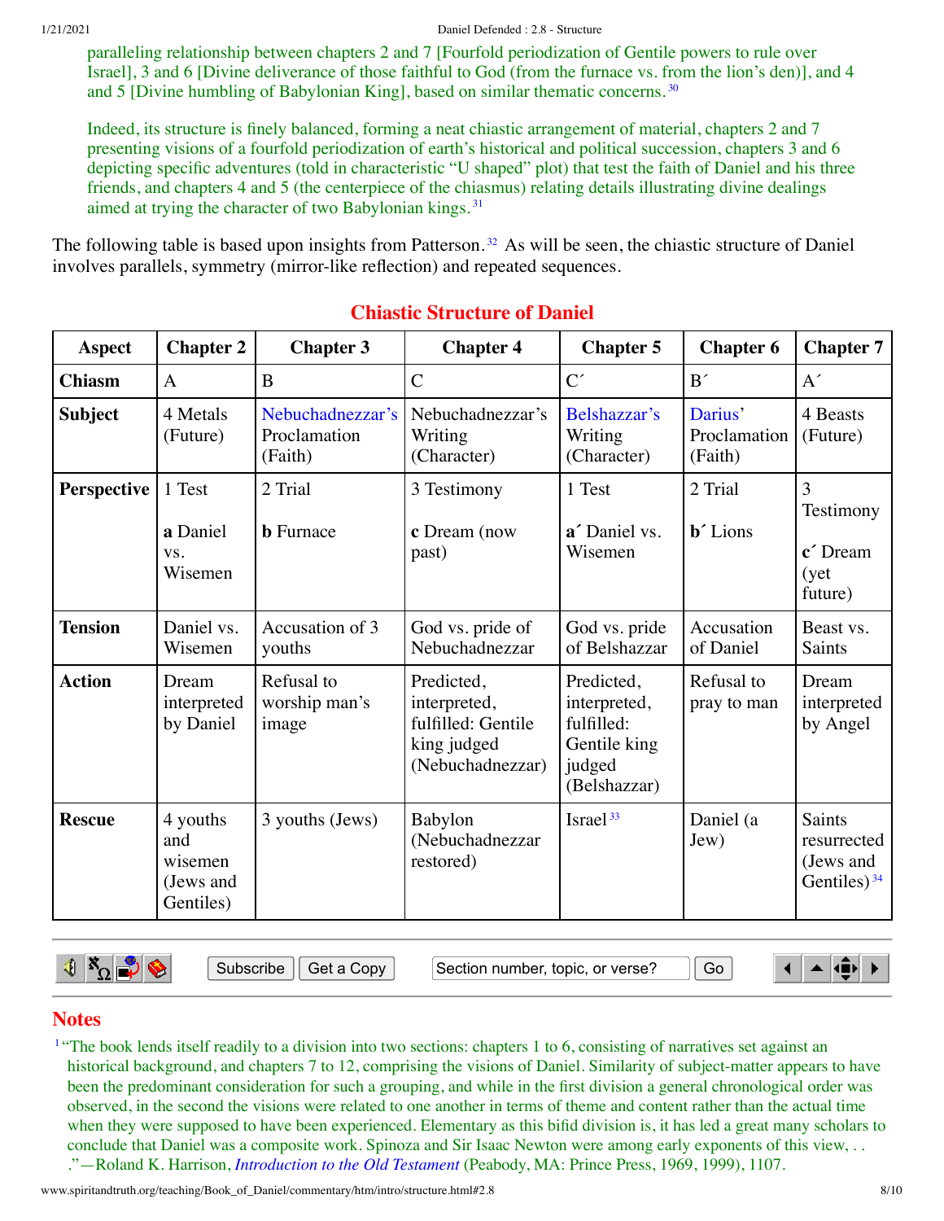paralleling relationship between chapters 2 and 7 [Fourfold periodization of Gentile powers to rule over Israel], 3 and 6 [Divine deliverance of those faithful to God (from the furnace vs. from the lion's den)], and 4 and 5 [Divine humbling of Babylonian King], based on similar thematic concerns.[30]

Indeed, its structure is finely balanced, forming a neat chiastic arrangement of material, chapters 2 and 7 presenting visions of a fourfold periodization of earth's historical and political succession, chapters 3 and 6 depicting specific adventures (told in characteristic "U shaped" plot) that test the faith of Daniel and his three friends, and chapters 4 and 5 (the centerpiece of the chiasmus) relating details illustrating divine dealings aimed at trying the character of two Babylonian kings.[31]

The following table is based upon insights from Patterson.[32] As will be seen, the chiastic structure of Daniel involves parallels, symmetry (mirror-like reflection) and repeated sequences.

## Chiastic Structure of Daniel

| Aspect | Chapter 2 | Chapter 3 | Chapter 4 | Chapter 5 | Chapter 6 | Chapter 7 |
|---|---|---|---|---|---|---|
| **Chiasm** | A | B | C | C´ | B´ | A´ |
| **Subject** | 4 Metals (Future) | Nebuchadnezzar's Proclamation (Faith) | Nebuchadnezzar's Writing (Character) | Belshazzar's Writing (Character) | Darius' Proclamation (Faith) | 4 Beasts (Future) |
| **Perspective** | 1 Test<br><br>**a** Daniel vs. Wisemen | 2 Trial<br><br>**b** Furnace | 3 Testimony<br><br>**c** Dream (now past) | 1 Test<br><br>**a´** Daniel vs. Wisemen | 2 Trial<br><br>**b´** Lions | 3 Testimony<br><br>**c´** Dream (yet future) |
| **Tension** | Daniel vs. Wisemen | Accusation of 3 youths | God vs. pride of Nebuchadnezzar | God vs. pride of Belshazzar | Accusation of Daniel | Beast vs. Saints |
| **Action** | Dream interpreted by Daniel | Refusal to worship man's image | Predicted, interpreted, fulfilled: Gentile king judged (Nebuchadnezzar) | Predicted, interpreted, fulfilled: Gentile king judged (Belshazzar) | Refusal to pray to man | Dream interpreted by Angel |
| **Rescue** | 4 youths and wisemen (Jews and Gentiles) | 3 youths (Jews) | Babylon (Nebuchadnezzar restored) | Israel[33] | Daniel (a Jew) | Saints resurrected (Jews and Gentiles)[34] |

## Notes

[1] "The book lends itself readily to a division into two sections: chapters 1 to 6, consisting of narratives set against an historical background, and chapters 7 to 12, comprising the visions of Daniel. Similarity of subject-matter appears to have been the predominant consideration for such a grouping, and while in the first division a general chronological order was observed, in the second the visions were related to one another in terms of theme and content rather than the actual time when they were supposed to have been experienced. Elementary as this bifid division is, it has led a great many scholars to conclude that Daniel was a composite work. Spinoza and Sir Isaac Newton were among early exponents of this view, . . ."—Roland K. Harrison, *Introduction to the Old Testament* (Peabody, MA: Prince Press, 1969, 1999), 1107.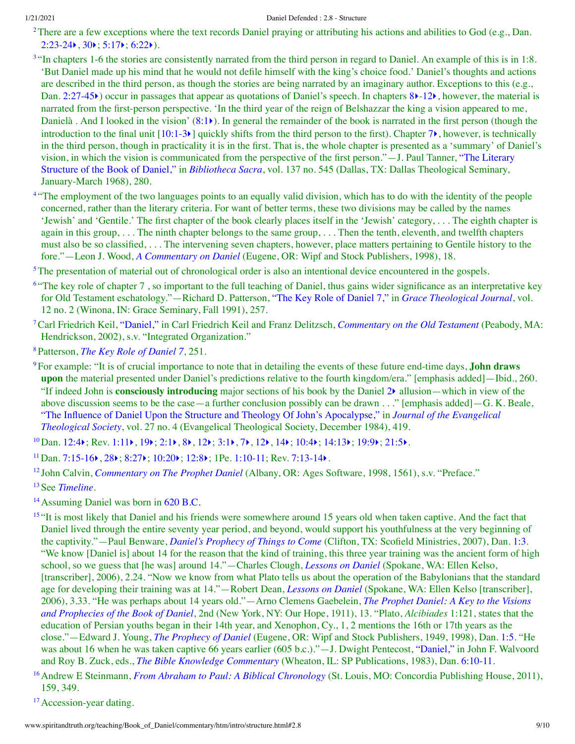[2] There are a few exceptions where the text records Daniel praying or attributing his actions and abilities to God (e.g., Dan. 2:23-24, 30; 5:17; 6:22).

[3] "In chapters 1-6 the stories are consistently narrated from the third person in regard to Daniel. An example of this is in 1:8. 'But Daniel made up his mind that he would not defile himself with the king's choice food.' Daniel's thoughts and actions are described in the third person, as though the stories are being narrated by an imaginary author. Exceptions to this (e.g., Dan. 2:27-45) occur in passages that appear as quotations of Daniel's speech. In chapters 8-12, however, the material is narrated from the first-person perspective. 'In the third year of the reign of Belshazzar the king a vision appeared to me, Danielà . And I looked in the vision' (8:1). In general the remainder of the book is narrated in the first person (though the introduction to the final unit [10:1-3] quickly shifts from the third person to the first). Chapter 7, however, is technically in the third person, though in practicality it is in the first. That is, the whole chapter is presented as a 'summary' of Daniel's vision, in which the vision is communicated from the perspective of the first person."—J. Paul Tanner, "The Literary Structure of the Book of Daniel," in *Bibliotheca Sacra*, vol. 137 no. 545 (Dallas, TX: Dallas Theological Seminary, January-March 1968), 280.

[4] "The employment of the two languages points to an equally valid division, which has to do with the identity of the people concerned, rather than the literary criteria. For want of better terms, these two divisions may be called by the names 'Jewish' and 'Gentile.' The first chapter of the book clearly places itself in the 'Jewish' category, . . . The eighth chapter is again in this group, . . . The ninth chapter belongs to the same group, . . . Then the tenth, eleventh, and twelfth chapters must also be so classified, . . . The intervening seven chapters, however, place matters pertaining to Gentile history to the fore."—Leon J. Wood, *A Commentary on Daniel* (Eugene, OR: Wipf and Stock Publishers, 1998), 18.

[5] The presentation of material out of chronological order is also an intentional device encountered in the gospels.

[6] "The key role of chapter 7 , so important to the full teaching of Daniel, thus gains wider significance as an interpretative key for Old Testament eschatology."—Richard D. Patterson, "The Key Role of Daniel 7," in *Grace Theological Journal*, vol. 12 no. 2 (Winona, IN: Grace Seminary, Fall 1991), 257.

[7] Carl Friedrich Keil, "Daniel," in Carl Friedrich Keil and Franz Delitzsch, *Commentary on the Old Testament* (Peabody, MA: Hendrickson, 2002), s.v. "Integrated Organization."

[8] Patterson, *The Key Role of Daniel 7*, 251.

[9] For example: "It is of crucial importance to note that in detailing the events of these future end-time days, **John draws upon** the material presented under Daniel's predictions relative to the fourth kingdom/era." [emphasis added]—Ibid., 260. "If indeed John is **consciously introducing** major sections of his book by the Daniel 2 allusion—which in view of the above discussion seems to be the case—a further conclusion possibly can be drawn . . ." [emphasis added]—G. K. Beale, "The Influence of Daniel Upon the Structure and Theology Of John's Apocalypse," in *Journal of the Evangelical Theological Society*, vol. 27 no. 4 (Evangelical Theological Society, December 1984), 419.

[10] Dan. 12:4; Rev. 1:11, 19; 2:1, 8, 12; 3:1, 7, 12, 14; 10:4; 14:13; 19:9; 21:5.

[11] Dan. 7:15-16, 28; 8:27; 10:20; 12:8; 1Pe. 1:10-11; Rev. 7:13-14.

[12] John Calvin, *Commentary on The Prophet Daniel* (Albany, OR: Ages Software, 1998, 1561), s.v. "Preface."

[13] See *Timeline*.

[14] Assuming Daniel was born in 620 B.C.

[15] "It is most likely that Daniel and his friends were somewhere around 15 years old when taken captive. And the fact that Daniel lived through the entire seventy year period, and beyond, would support his youthfulness at the very beginning of the captivity."—Paul Benware, *Daniel's Prophecy of Things to Come* (Clifton, TX: Scofield Ministries, 2007), Dan. 1:3. "We know [Daniel is] about 14 for the reason that the kind of training, this three year training was the ancient form of high school, so we guess that [he was] around 14."—Charles Clough, *Lessons on Daniel* (Spokane, WA: Ellen Kelso, [transcriber], 2006), 2.24. "Now we know from what Plato tells us about the operation of the Babylonians that the standard age for developing their training was at 14."—Robert Dean, *Lessons on Daniel* (Spokane, WA: Ellen Kelso [transcriber], 2006), 3.33. "He was perhaps about 14 years old."—Arno Clemens Gaebelein, *The Prophet Daniel: A Key to the Visions and Prophecies of the Book of Daniel*, 2nd (New York, NY: Our Hope, 1911), 13. "Plato, *Alcibiades* 1:121, states that the education of Persian youths began in their 14th year, and Xenophon, Cy., 1, 2 mentions the 16th or 17th years as the close."—Edward J. Young, *The Prophecy of Daniel* (Eugene, OR: Wipf and Stock Publishers, 1949, 1998), Dan. 1:5. "He was about 16 when he was taken captive 66 years earlier (605 b.c.)."—J. Dwight Pentecost, "Daniel," in John F. Walvoord and Roy B. Zuck, eds., *The Bible Knowledge Commentary* (Wheaton, IL: SP Publications, 1983), Dan. 6:10-11.

[16] Andrew E Steinmann, *From Abraham to Paul: A Biblical Chronology* (St. Louis, MO: Concordia Publishing House, 2011), 159, 349.

[17] Accession-year dating.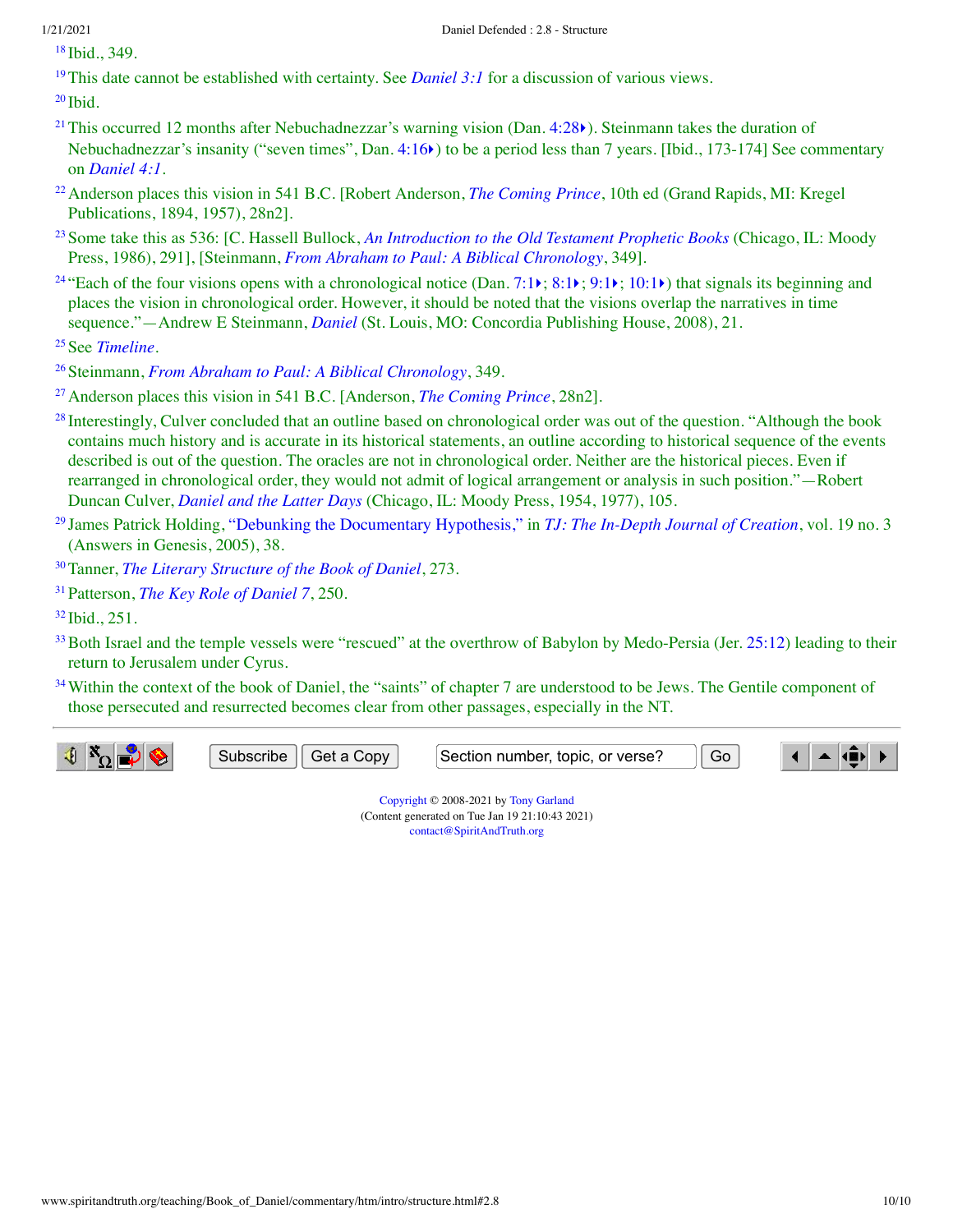[18] Ibid., 349.

[19] This date cannot be established with certainty. See *Daniel 3:1* for a discussion of various views.

[20] Ibid.

[21] This occurred 12 months after Nebuchadnezzar's warning vision (Dan. 4:28). Steinmann takes the duration of Nebuchadnezzar's insanity ("seven times", Dan. 4:16) to be a period less than 7 years. [Ibid., 173-174] See commentary on *Daniel 4:1*.

[22] Anderson places this vision in 541 B.C. [Robert Anderson, *The Coming Prince*, 10th ed (Grand Rapids, MI: Kregel Publications, 1894, 1957), 28n2].

[23] Some take this as 536: [C. Hassell Bullock, *An Introduction to the Old Testament Prophetic Books* (Chicago, IL: Moody Press, 1986), 291], [Steinmann, *From Abraham to Paul: A Biblical Chronology*, 349].

[24] "Each of the four visions opens with a chronological notice (Dan. 7:1; 8:1; 9:1; 10:1) that signals its beginning and places the vision in chronological order. However, it should be noted that the visions overlap the narratives in time sequence."—Andrew E Steinmann, *Daniel* (St. Louis, MO: Concordia Publishing House, 2008), 21.

[25] See *Timeline*.

[26] Steinmann, *From Abraham to Paul: A Biblical Chronology*, 349.

[27] Anderson places this vision in 541 B.C. [Anderson, *The Coming Prince*, 28n2].

[28] Interestingly, Culver concluded that an outline based on chronological order was out of the question. "Although the book contains much history and is accurate in its historical statements, an outline according to historical sequence of the events described is out of the question. The oracles are not in chronological order. Neither are the historical pieces. Even if rearranged in chronological order, they would not admit of logical arrangement or analysis in such position."—Robert Duncan Culver, *Daniel and the Latter Days* (Chicago, IL: Moody Press, 1954, 1977), 105.

[29] James Patrick Holding, "Debunking the Documentary Hypothesis," in *TJ: The In-Depth Journal of Creation*, vol. 19 no. 3 (Answers in Genesis, 2005), 38.

[30] Tanner, *The Literary Structure of the Book of Daniel*, 273.

[31] Patterson, *The Key Role of Daniel 7*, 250.

[32] Ibid., 251.

[33] Both Israel and the temple vessels were "rescued" at the overthrow of Babylon by Medo-Persia (Jer. 25:12) leading to their return to Jerusalem under Cyrus.

[34] Within the context of the book of Daniel, the "saints" of chapter 7 are understood to be Jews. The Gentile component of those persecuted and resurrected becomes clear from other passages, especially in the NT.

Copyright © 2008-2021 by Tony Garland
(Content generated on Tue Jan 19 21:10:43 2021)
contact@SpiritAndTruth.org